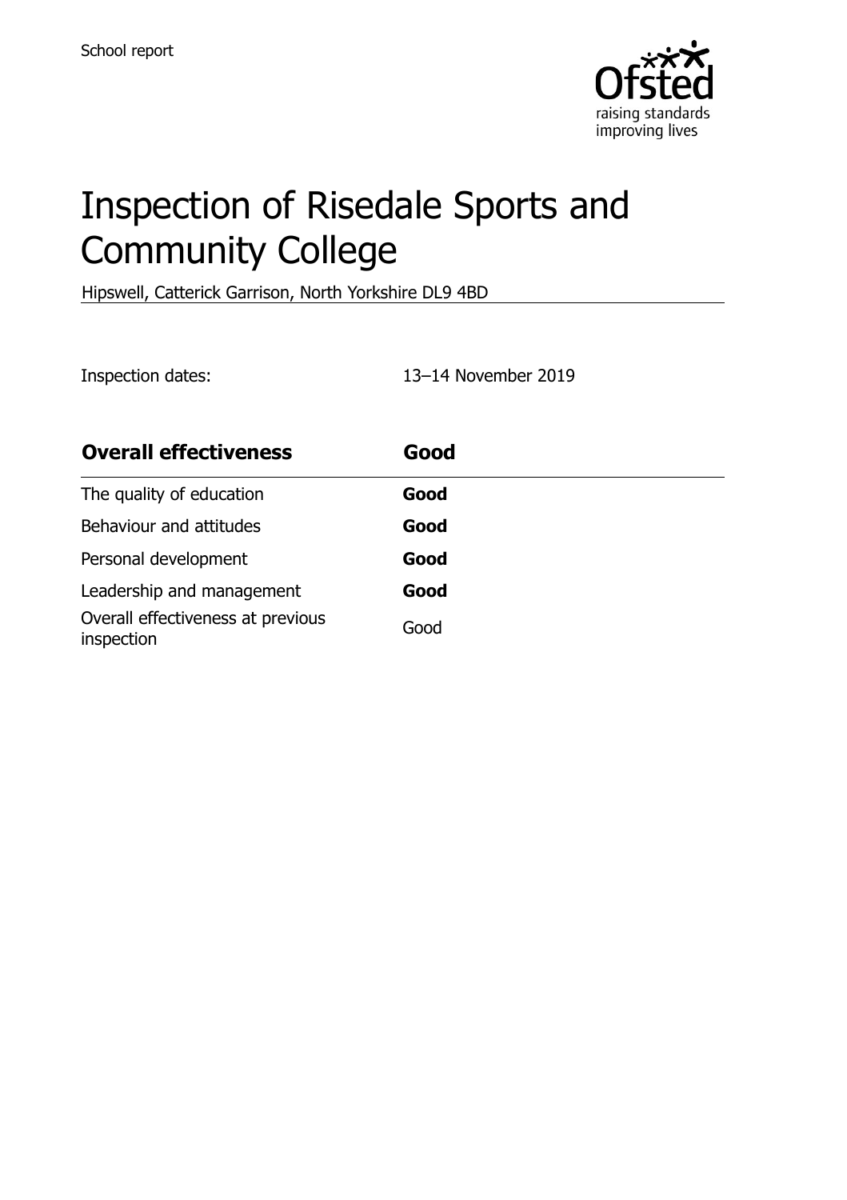School report

# Inspection of Risedale Sports and Community College

Hipswell, Catterick Garrison, North Yorkshire DL9 4BD

Inspection dates: 13–14 November 2019

| **Overall effectiveness** | **Good** |
| --- | --- |
| The quality of education | **Good** |
| Behaviour and attitudes | **Good** |
| Personal development | **Good** |
| Leadership and management | **Good** |
| Overall effectiveness at previous inspection | Good |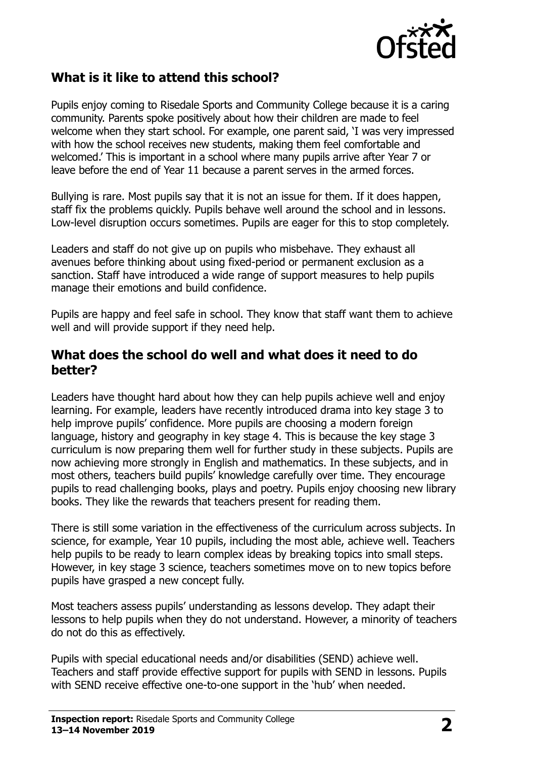## What is it like to attend this school?

Pupils enjoy coming to Risedale Sports and Community College because it is a caring community. Parents spoke positively about how their children are made to feel welcome when they start school. For example, one parent said, 'I was very impressed with how the school receives new students, making them feel comfortable and welcomed.' This is important in a school where many pupils arrive after Year 7 or leave before the end of Year 11 because a parent serves in the armed forces.

Bullying is rare. Most pupils say that it is not an issue for them. If it does happen, staff fix the problems quickly. Pupils behave well around the school and in lessons. Low-level disruption occurs sometimes. Pupils are eager for this to stop completely.

Leaders and staff do not give up on pupils who misbehave. They exhaust all avenues before thinking about using fixed-period or permanent exclusion as a sanction. Staff have introduced a wide range of support measures to help pupils manage their emotions and build confidence.

Pupils are happy and feel safe in school. They know that staff want them to achieve well and will provide support if they need help.

## What does the school do well and what does it need to do better?

Leaders have thought hard about how they can help pupils achieve well and enjoy learning. For example, leaders have recently introduced drama into key stage 3 to help improve pupils' confidence. More pupils are choosing a modern foreign language, history and geography in key stage 4. This is because the key stage 3 curriculum is now preparing them well for further study in these subjects. Pupils are now achieving more strongly in English and mathematics. In these subjects, and in most others, teachers build pupils' knowledge carefully over time. They encourage pupils to read challenging books, plays and poetry. Pupils enjoy choosing new library books. They like the rewards that teachers present for reading them.

There is still some variation in the effectiveness of the curriculum across subjects. In science, for example, Year 10 pupils, including the most able, achieve well. Teachers help pupils to be ready to learn complex ideas by breaking topics into small steps. However, in key stage 3 science, teachers sometimes move on to new topics before pupils have grasped a new concept fully.

Most teachers assess pupils' understanding as lessons develop. They adapt their lessons to help pupils when they do not understand. However, a minority of teachers do not do this as effectively.

Pupils with special educational needs and/or disabilities (SEND) achieve well. Teachers and staff provide effective support for pupils with SEND in lessons. Pupils with SEND receive effective one-to-one support in the 'hub' when needed.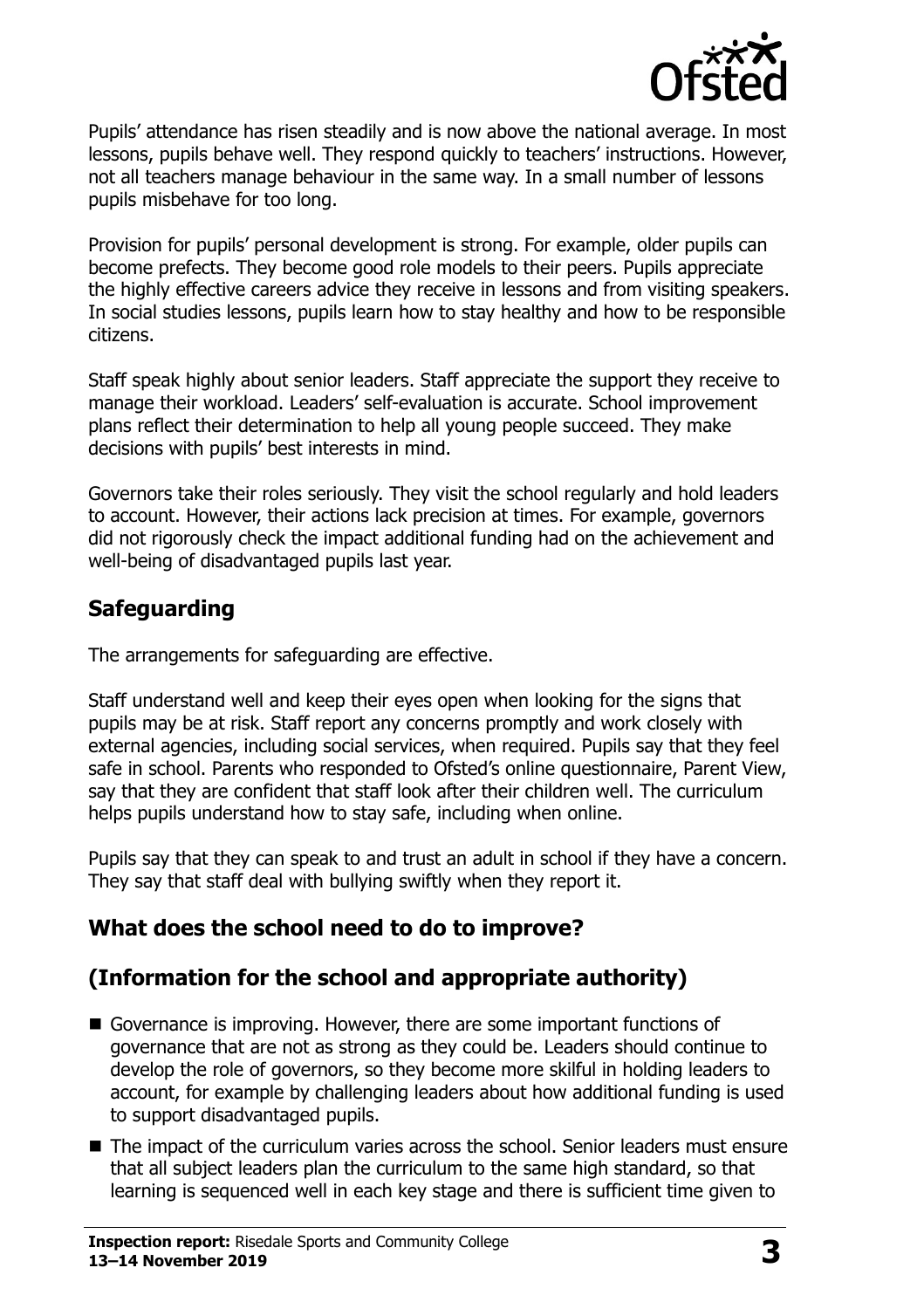Pupils' attendance has risen steadily and is now above the national average. In most lessons, pupils behave well. They respond quickly to teachers' instructions. However, not all teachers manage behaviour in the same way. In a small number of lessons pupils misbehave for too long.

Provision for pupils' personal development is strong. For example, older pupils can become prefects. They become good role models to their peers. Pupils appreciate the highly effective careers advice they receive in lessons and from visiting speakers. In social studies lessons, pupils learn how to stay healthy and how to be responsible citizens.

Staff speak highly about senior leaders. Staff appreciate the support they receive to manage their workload. Leaders' self-evaluation is accurate. School improvement plans reflect their determination to help all young people succeed. They make decisions with pupils' best interests in mind.

Governors take their roles seriously. They visit the school regularly and hold leaders to account. However, their actions lack precision at times. For example, governors did not rigorously check the impact additional funding had on the achievement and well-being of disadvantaged pupils last year.

## Safeguarding

The arrangements for safeguarding are effective.

Staff understand well and keep their eyes open when looking for the signs that pupils may be at risk. Staff report any concerns promptly and work closely with external agencies, including social services, when required. Pupils say that they feel safe in school. Parents who responded to Ofsted's online questionnaire, Parent View, say that they are confident that staff look after their children well. The curriculum helps pupils understand how to stay safe, including when online.

Pupils say that they can speak to and trust an adult in school if they have a concern. They say that staff deal with bullying swiftly when they report it.

## What does the school need to do to improve?

## (Information for the school and appropriate authority)

- Governance is improving. However, there are some important functions of governance that are not as strong as they could be. Leaders should continue to develop the role of governors, so they become more skilful in holding leaders to account, for example by challenging leaders about how additional funding is used to support disadvantaged pupils.
- The impact of the curriculum varies across the school. Senior leaders must ensure that all subject leaders plan the curriculum to the same high standard, so that learning is sequenced well in each key stage and there is sufficient time given to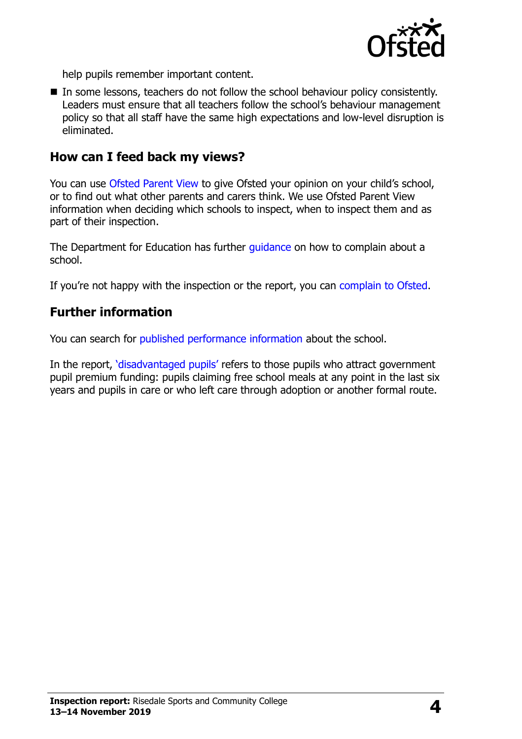help pupils remember important content.

- In some lessons, teachers do not follow the school behaviour policy consistently. Leaders must ensure that all teachers follow the school's behaviour management policy so that all staff have the same high expectations and low-level disruption is eliminated.

## How can I feed back my views?

You can use Ofsted Parent View to give Ofsted your opinion on your child's school, or to find out what other parents and carers think. We use Ofsted Parent View information when deciding which schools to inspect, when to inspect them and as part of their inspection.

The Department for Education has further guidance on how to complain about a school.

If you're not happy with the inspection or the report, you can complain to Ofsted.

## Further information

You can search for published performance information about the school.

In the report, 'disadvantaged pupils' refers to those pupils who attract government pupil premium funding: pupils claiming free school meals at any point in the last six years and pupils in care or who left care through adoption or another formal route.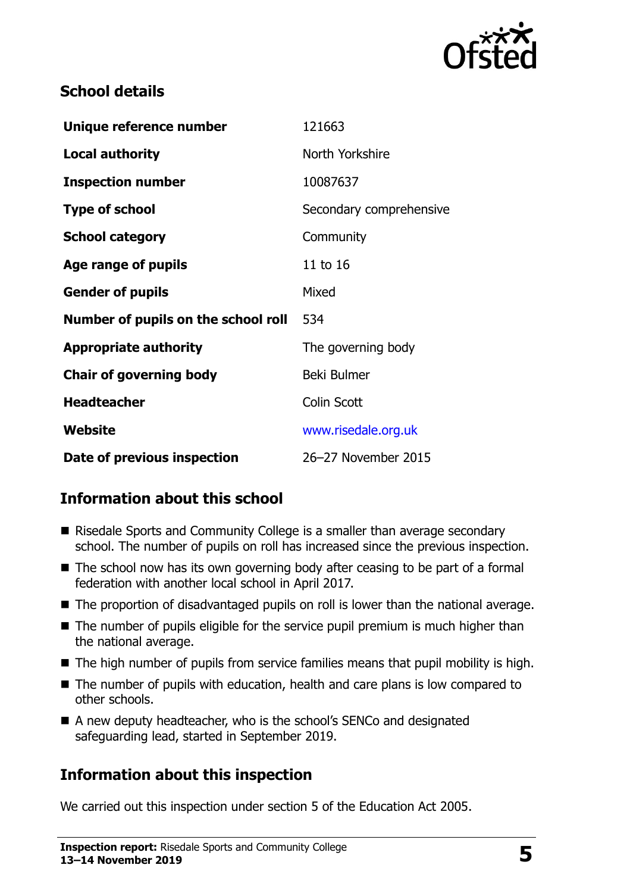## School details

| | |
|---|---|
| **Unique reference number** | 121663 |
| **Local authority** | North Yorkshire |
| **Inspection number** | 10087637 |
| **Type of school** | Secondary comprehensive |
| **School category** | Community |
| **Age range of pupils** | 11 to 16 |
| **Gender of pupils** | Mixed |
| **Number of pupils on the school roll** | 534 |
| **Appropriate authority** | The governing body |
| **Chair of governing body** | Beki Bulmer |
| **Headteacher** | Colin Scott |
| **Website** | www.risedale.org.uk |
| **Date of previous inspection** | 26–27 November 2015 |

## Information about this school

- Risedale Sports and Community College is a smaller than average secondary school. The number of pupils on roll has increased since the previous inspection.
- The school now has its own governing body after ceasing to be part of a formal federation with another local school in April 2017.
- The proportion of disadvantaged pupils on roll is lower than the national average.
- The number of pupils eligible for the service pupil premium is much higher than the national average.
- The high number of pupils from service families means that pupil mobility is high.
- The number of pupils with education, health and care plans is low compared to other schools.
- A new deputy headteacher, who is the school's SENCo and designated safeguarding lead, started in September 2019.

## Information about this inspection

We carried out this inspection under section 5 of the Education Act 2005.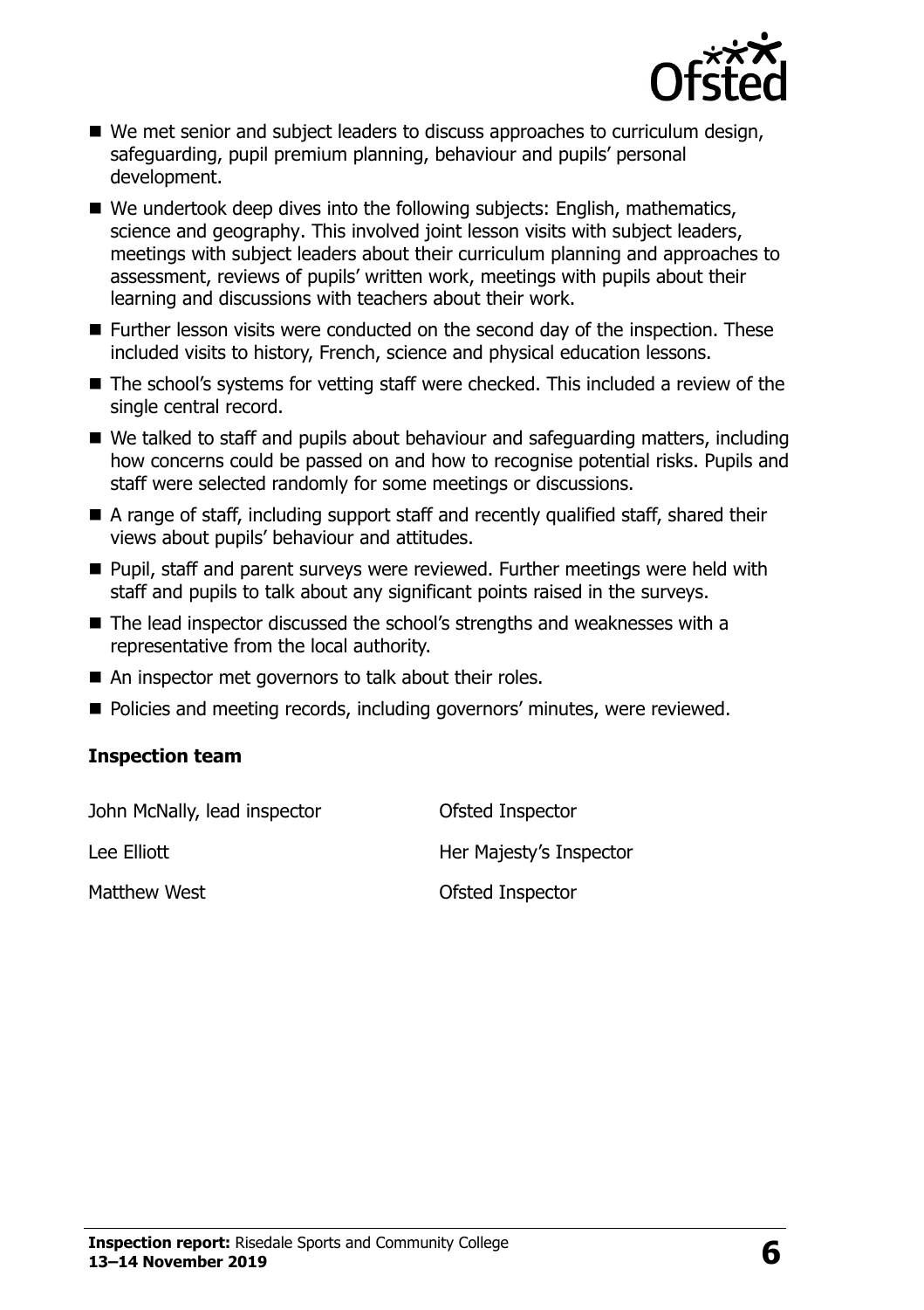- We met senior and subject leaders to discuss approaches to curriculum design, safeguarding, pupil premium planning, behaviour and pupils' personal development.
- We undertook deep dives into the following subjects: English, mathematics, science and geography. This involved joint lesson visits with subject leaders, meetings with subject leaders about their curriculum planning and approaches to assessment, reviews of pupils' written work, meetings with pupils about their learning and discussions with teachers about their work.
- Further lesson visits were conducted on the second day of the inspection. These included visits to history, French, science and physical education lessons.
- The school's systems for vetting staff were checked. This included a review of the single central record.
- We talked to staff and pupils about behaviour and safeguarding matters, including how concerns could be passed on and how to recognise potential risks. Pupils and staff were selected randomly for some meetings or discussions.
- A range of staff, including support staff and recently qualified staff, shared their views about pupils' behaviour and attitudes.
- Pupil, staff and parent surveys were reviewed. Further meetings were held with staff and pupils to talk about any significant points raised in the surveys.
- The lead inspector discussed the school's strengths and weaknesses with a representative from the local authority.
- An inspector met governors to talk about their roles.
- Policies and meeting records, including governors' minutes, were reviewed.

### Inspection team

| | |
|---|---|
| John McNally, lead inspector | Ofsted Inspector |
| Lee Elliott | Her Majesty's Inspector |
| Matthew West | Ofsted Inspector |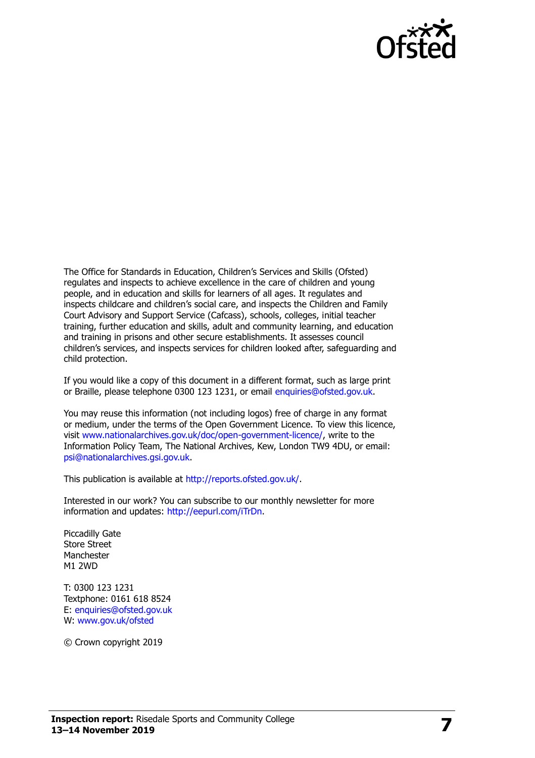The Office for Standards in Education, Children's Services and Skills (Ofsted) regulates and inspects to achieve excellence in the care of children and young people, and in education and skills for learners of all ages. It regulates and inspects childcare and children's social care, and inspects the Children and Family Court Advisory and Support Service (Cafcass), schools, colleges, initial teacher training, further education and skills, adult and community learning, and education and training in prisons and other secure establishments. It assesses council children's services, and inspects services for children looked after, safeguarding and child protection.

If you would like a copy of this document in a different format, such as large print or Braille, please telephone 0300 123 1231, or email enquiries@ofsted.gov.uk.

You may reuse this information (not including logos) free of charge in any format or medium, under the terms of the Open Government Licence. To view this licence, visit www.nationalarchives.gov.uk/doc/open-government-licence/, write to the Information Policy Team, The National Archives, Kew, London TW9 4DU, or email: psi@nationalarchives.gsi.gov.uk.

This publication is available at http://reports.ofsted.gov.uk/.

Interested in our work? You can subscribe to our monthly newsletter for more information and updates: http://eepurl.com/iTrDn.

Piccadilly Gate  
Store Street  
Manchester  
M1 2WD

T: 0300 123 1231  
Textphone: 0161 618 8524  
E: enquiries@ofsted.gov.uk  
W: www.gov.uk/ofsted

© Crown copyright 2019